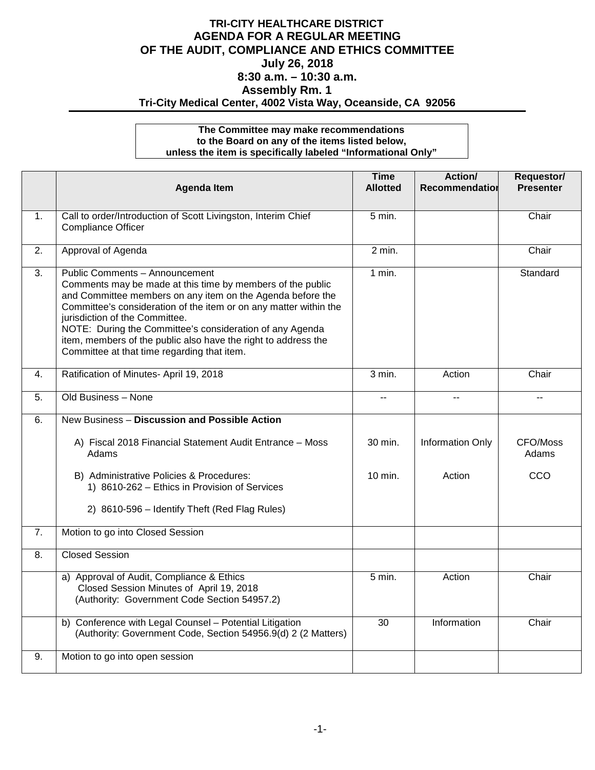# TRI-CITY HEALTHCARE DISTRICT
# AGENDA FOR A REGULAR MEETING OF THE AUDIT, COMPLIANCE AND ETHICS COMMITTEE
## July 26, 2018
## 8:30 a.m. – 10:30 a.m.
## Assembly Rm. 1
## Tri-City Medical Center, 4002 Vista Way, Oceanside, CA 92056

**The Committee may make recommendations to the Board on any of the items listed below, unless the item is specifically labeled "Informational Only"**

| | Agenda Item | Time Allotted | Action/ Recommendation | Requestor/ Presenter |
|---|---|---|---|---|
| 1. | Call to order/Introduction of Scott Livingston, Interim Chief Compliance Officer | 5 min. | | Chair |
| 2. | Approval of Agenda | 2 min. | | Chair |
| 3. | Public Comments – Announcement<br>Comments may be made at this time by members of the public and Committee members on any item on the Agenda before the Committee's consideration of the item or on any matter within the jurisdiction of the Committee.<br>NOTE: During the Committee's consideration of any Agenda item, members of the public also have the right to address the Committee at that time regarding that item. | 1 min. | | Standard |
| 4. | Ratification of Minutes- April 19, 2018 | 3 min. | Action | Chair |
| 5. | Old Business – None | -- | -- | -- |
| 6. | New Business – **Discussion and Possible Action** | | | |
| | A) Fiscal 2018 Financial Statement Audit Entrance – Moss Adams | 30 min. | Information Only | CFO/Moss Adams |
| | B) Administrative Policies & Procedures:<br>1) 8610-262 – Ethics in Provision of Services<br>2) 8610-596 – Identify Theft (Red Flag Rules) | 10 min. | Action | CCO |
| 7. | Motion to go into Closed Session | | | |
| 8. | Closed Session | | | |
| | a) Approval of Audit, Compliance & Ethics Closed Session Minutes of April 19, 2018 (Authority: Government Code Section 54957.2) | 5 min. | Action | Chair |
| | b) Conference with Legal Counsel – Potential Litigation (Authority: Government Code, Section 54956.9(d) 2 (2 Matters) | 30 | Information | Chair |
| 9. | Motion to go into open session | | | |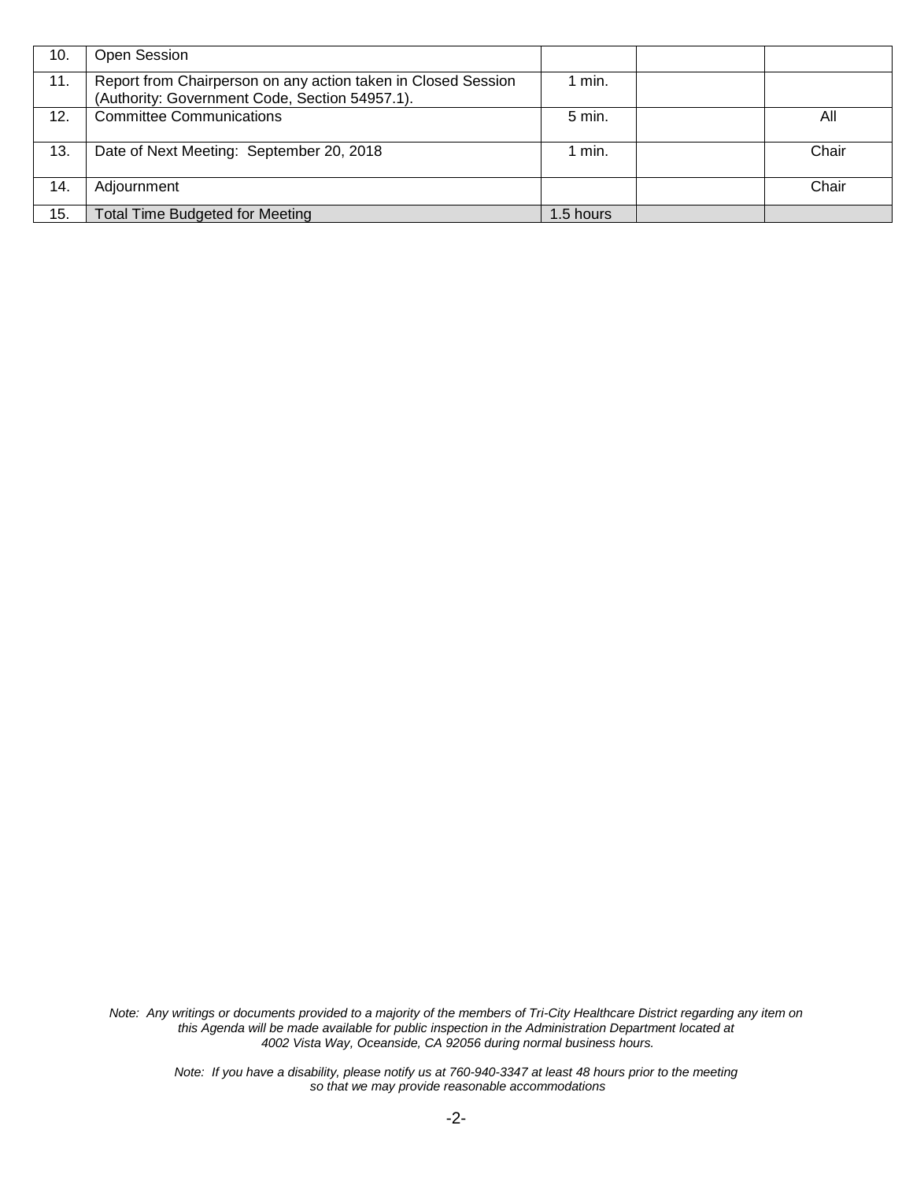| | | | | |
|---|---|---|---|---|
| 10. | Open Session | | | |
| 11. | Report from Chairperson on any action taken in Closed Session (Authority: Government Code, Section 54957.1). | 1 min. | | |
| 12. | Committee Communications | 5 min. | | All |
| 13. | Date of Next Meeting: September 20, 2018 | 1 min. | | Chair |
| 14. | Adjournment | | | Chair |
| 15. | Total Time Budgeted for Meeting | 1.5 hours | | |

*Note: Any writings or documents provided to a majority of the members of Tri-City Healthcare District regarding any item on this Agenda will be made available for public inspection in the Administration Department located at 4002 Vista Way, Oceanside, CA 92056 during normal business hours.*

*Note: If you have a disability, please notify us at 760-940-3347 at least 48 hours prior to the meeting so that we may provide reasonable accommodations*